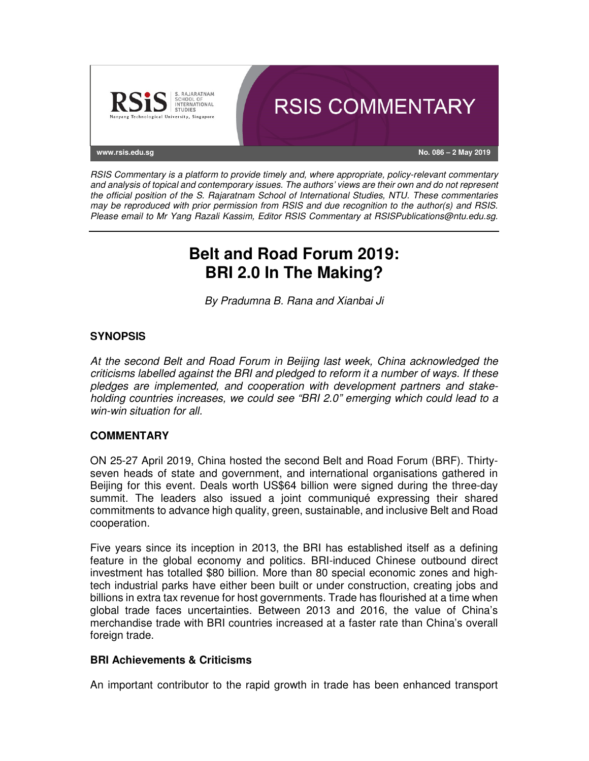RSIS Commentary is a platform to provide timely and, where appropriate, policy-relevant commentary and analysis of topical and contemporary issues. The authors' views are their own and do not represent the official position of the S. Rajaratnam School of International Studies, NTU. These commentaries may be reproduced with prior permission from RSIS and due recognition to the author(s) and RSIS. Please email to Mr Yang Razali Kassim, Editor RSIS Commentary at RSISPublications@ntu.edu.sg.

# Belt and Road Forum 2019: BRI 2.0 In The Making?

*By Pradumna B. Rana and Xianbai Ji*

## SYNOPSIS

*At the second Belt and Road Forum in Beijing last week, China acknowledged the criticisms labelled against the BRI and pledged to reform it a number of ways. If these pledges are implemented, and cooperation with development partners and stake-holding countries increases, we could see "BRI 2.0" emerging which could lead to a win-win situation for all.*

## COMMENTARY

ON 25-27 April 2019, China hosted the second Belt and Road Forum (BRF). Thirty-seven heads of state and government, and international organisations gathered in Beijing for this event. Deals worth US$64 billion were signed during the three-day summit. The leaders also issued a joint communiqué expressing their shared commitments to advance high quality, green, sustainable, and inclusive Belt and Road cooperation.

Five years since its inception in 2013, the BRI has established itself as a defining feature in the global economy and politics. BRI-induced Chinese outbound direct investment has totalled $80 billion. More than 80 special economic zones and high-tech industrial parks have either been built or under construction, creating jobs and billions in extra tax revenue for host governments. Trade has flourished at a time when global trade faces uncertainties. Between 2013 and 2016, the value of China's merchandise trade with BRI countries increased at a faster rate than China's overall foreign trade.

### BRI Achievements & Criticisms

An important contributor to the rapid growth in trade has been enhanced transport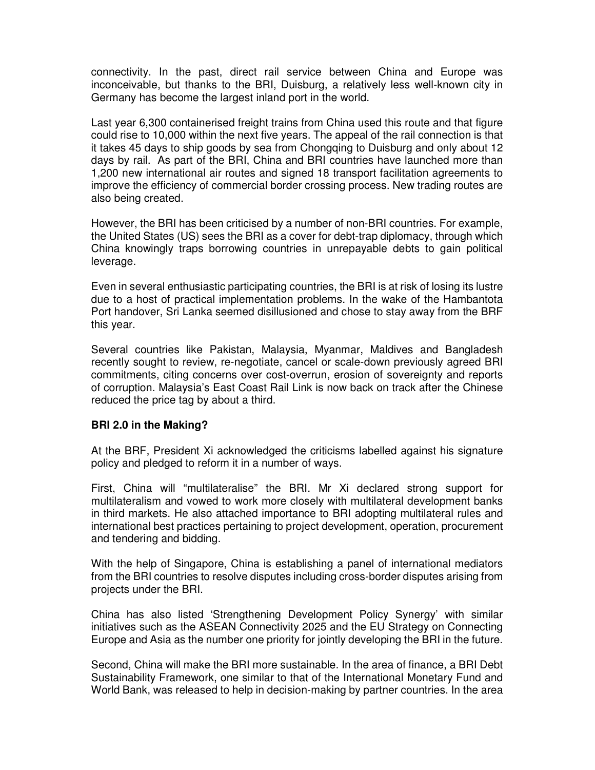connectivity. In the past, direct rail service between China and Europe was inconceivable, but thanks to the BRI, Duisburg, a relatively less well-known city in Germany has become the largest inland port in the world.

Last year 6,300 containerised freight trains from China used this route and that figure could rise to 10,000 within the next five years. The appeal of the rail connection is that it takes 45 days to ship goods by sea from Chongqing to Duisburg and only about 12 days by rail. As part of the BRI, China and BRI countries have launched more than 1,200 new international air routes and signed 18 transport facilitation agreements to improve the efficiency of commercial border crossing process. New trading routes are also being created.

However, the BRI has been criticised by a number of non-BRI countries. For example, the United States (US) sees the BRI as a cover for debt-trap diplomacy, through which China knowingly traps borrowing countries in unrepayable debts to gain political leverage.

Even in several enthusiastic participating countries, the BRI is at risk of losing its lustre due to a host of practical implementation problems. In the wake of the Hambantota Port handover, Sri Lanka seemed disillusioned and chose to stay away from the BRF this year.

Several countries like Pakistan, Malaysia, Myanmar, Maldives and Bangladesh recently sought to review, re-negotiate, cancel or scale-down previously agreed BRI commitments, citing concerns over cost-overrun, erosion of sovereignty and reports of corruption. Malaysia's East Coast Rail Link is now back on track after the Chinese reduced the price tag by about a third.

**BRI 2.0 in the Making?**

At the BRF, President Xi acknowledged the criticisms labelled against his signature policy and pledged to reform it in a number of ways.

First, China will "multilateralise" the BRI. Mr Xi declared strong support for multilateralism and vowed to work more closely with multilateral development banks in third markets. He also attached importance to BRI adopting multilateral rules and international best practices pertaining to project development, operation, procurement and tendering and bidding.

With the help of Singapore, China is establishing a panel of international mediators from the BRI countries to resolve disputes including cross-border disputes arising from projects under the BRI.

China has also listed 'Strengthening Development Policy Synergy' with similar initiatives such as the ASEAN Connectivity 2025 and the EU Strategy on Connecting Europe and Asia as the number one priority for jointly developing the BRI in the future.

Second, China will make the BRI more sustainable. In the area of finance, a BRI Debt Sustainability Framework, one similar to that of the International Monetary Fund and World Bank, was released to help in decision-making by partner countries. In the area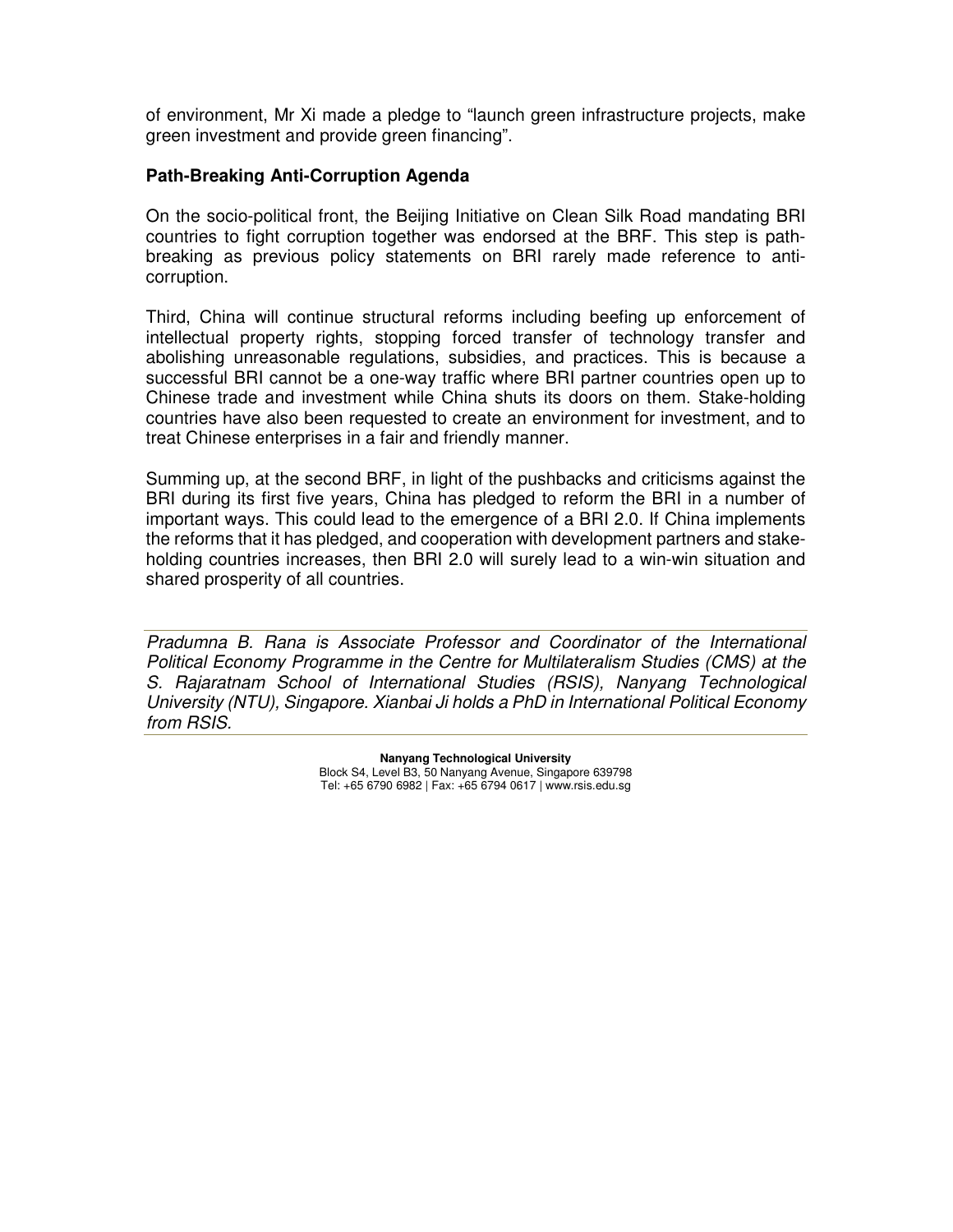of environment, Mr Xi made a pledge to "launch green infrastructure projects, make green investment and provide green financing".

**Path-Breaking Anti-Corruption Agenda**

On the socio-political front, the Beijing Initiative on Clean Silk Road mandating BRI countries to fight corruption together was endorsed at the BRF. This step is path-breaking as previous policy statements on BRI rarely made reference to anti-corruption.

Third, China will continue structural reforms including beefing up enforcement of intellectual property rights, stopping forced transfer of technology transfer and abolishing unreasonable regulations, subsidies, and practices. This is because a successful BRI cannot be a one-way traffic where BRI partner countries open up to Chinese trade and investment while China shuts its doors on them. Stake-holding countries have also been requested to create an environment for investment, and to treat Chinese enterprises in a fair and friendly manner.

Summing up, at the second BRF, in light of the pushbacks and criticisms against the BRI during its first five years, China has pledged to reform the BRI in a number of important ways. This could lead to the emergence of a BRI 2.0. If China implements the reforms that it has pledged, and cooperation with development partners and stake-holding countries increases, then BRI 2.0 will surely lead to a win-win situation and shared prosperity of all countries.

---

*Pradumna B. Rana is Associate Professor and Coordinator of the International Political Economy Programme in the Centre for Multilateralism Studies (CMS) at the S. Rajaratnam School of International Studies (RSIS), Nanyang Technological University (NTU), Singapore. Xianbai Ji holds a PhD in International Political Economy from RSIS.*

---

**Nanyang Technological University**
Block S4, Level B3, 50 Nanyang Avenue, Singapore 639798
Tel: +65 6790 6982 | Fax: +65 6794 0617 | www.rsis.edu.sg